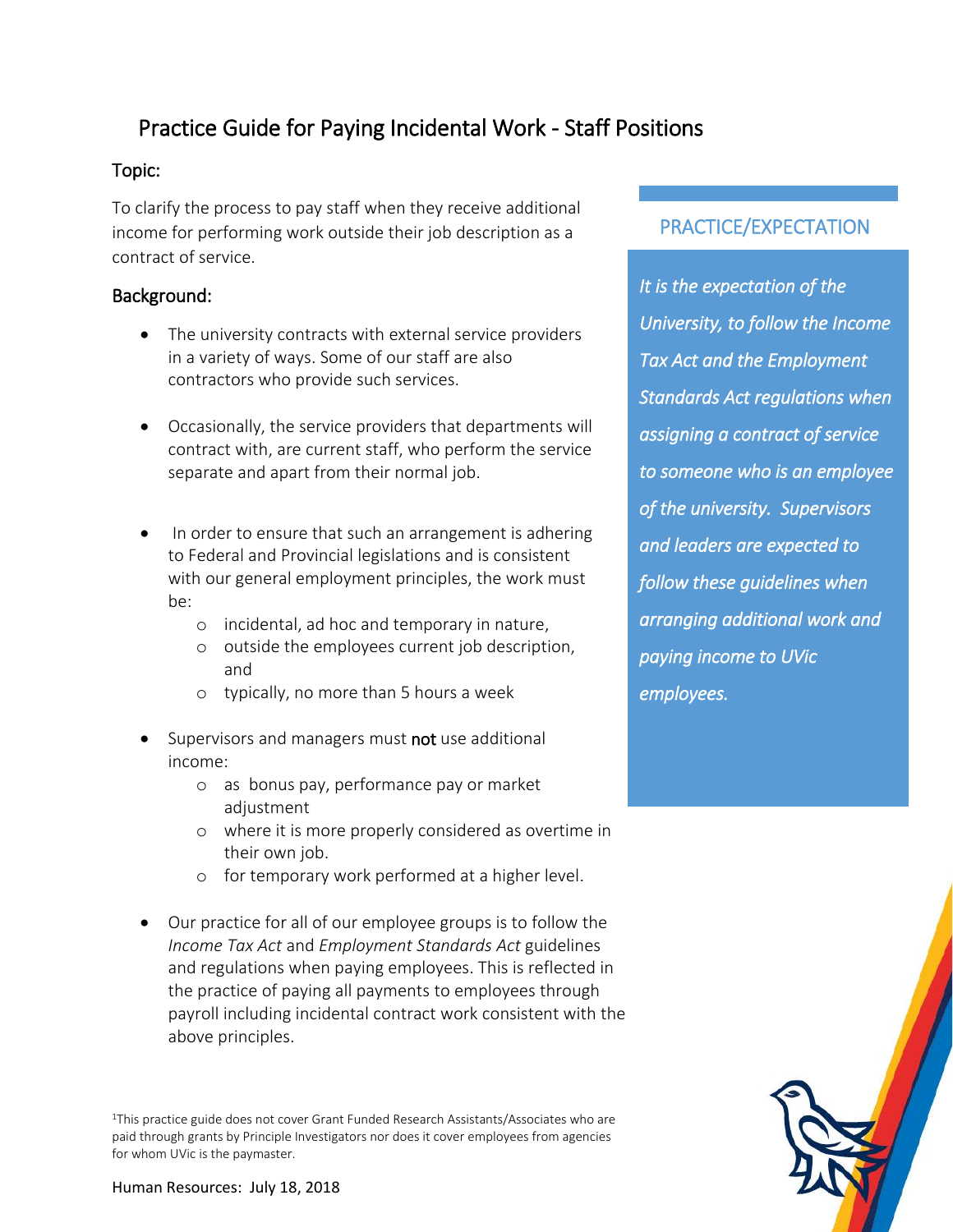# Practice Guide for Paying Incidental Work - Staff Positions

## Topic:

To clarify the process to pay staff when they receive additional income for performing work outside their job description as a contract of service.

## Background:

- The university contracts with external service providers in a variety of ways. Some of our staff are also contractors who provide such services.
- Occasionally, the service providers that departments will contract with, are current staff, who perform the service separate and apart from their normal job.
- In order to ensure that such an arrangement is adhering to Federal and Provincial legislations and is consistent with our general employment principles, the work must be:
  - incidental, ad hoc and temporary in nature,
  - outside the employees current job description, and
  - typically, no more than 5 hours a week
- Supervisors and managers must **not** use additional income:
  - as bonus pay, performance pay or market adjustment
  - where it is more properly considered as overtime in their own job.
  - for temporary work performed at a higher level.
- Our practice for all of our employee groups is to follow the *Income Tax Act* and *Employment Standards Act* guidelines and regulations when paying employees. This is reflected in the practice of paying all payments to employees through payroll including incidental contract work consistent with the above principles.

## PRACTICE/EXPECTATION

*It is the expectation of the University, to follow the Income Tax Act and the Employment Standards Act regulations when assigning a contract of service to someone who is an employee of the university. Supervisors and leaders are expected to follow these guidelines when arranging additional work and paying income to UVic employees.*

[1]This practice guide does not cover Grant Funded Research Assistants/Associates who are paid through grants by Principle Investigators nor does it cover employees from agencies for whom UVic is the paymaster.

Human Resources: July 18, 2018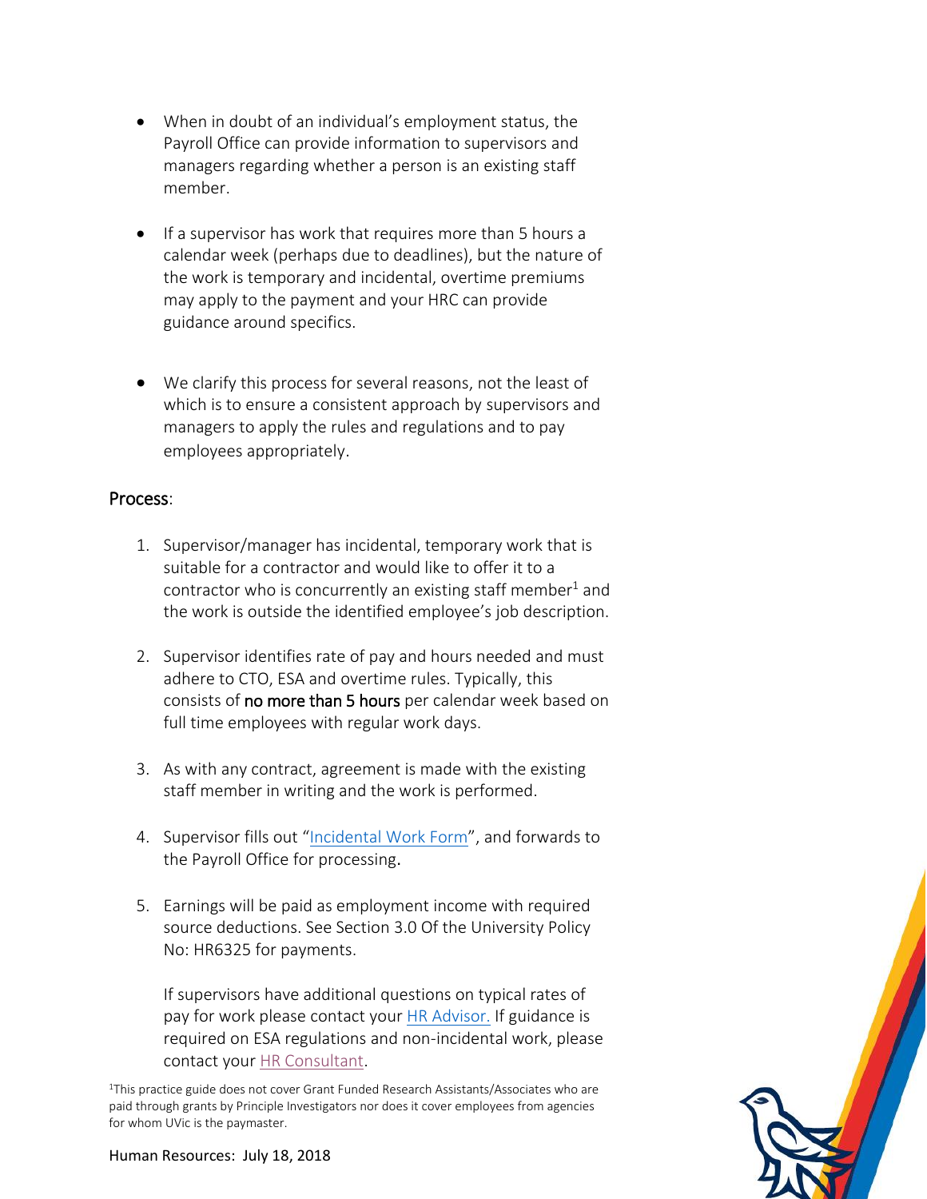- When in doubt of an individual's employment status, the Payroll Office can provide information to supervisors and managers regarding whether a person is an existing staff member.

- If a supervisor has work that requires more than 5 hours a calendar week (perhaps due to deadlines), but the nature of the work is temporary and incidental, overtime premiums may apply to the payment and your HRC can provide guidance around specifics.

- We clarify this process for several reasons, not the least of which is to ensure a consistent approach by supervisors and managers to apply the rules and regulations and to pay employees appropriately.

## Process:

1. Supervisor/manager has incidental, temporary work that is suitable for a contractor and would like to offer it to a contractor who is concurrently an existing staff member[1] and the work is outside the identified employee's job description.

2. Supervisor identifies rate of pay and hours needed and must adhere to CTO, ESA and overtime rules. Typically, this consists of **no more than 5 hours** per calendar week based on full time employees with regular work days.

3. As with any contract, agreement is made with the existing staff member in writing and the work is performed.

4. Supervisor fills out "Incidental Work Form", and forwards to the Payroll Office for processing.

5. Earnings will be paid as employment income with required source deductions. See Section 3.0 Of the University Policy No: HR6325 for payments.

   If supervisors have additional questions on typical rates of pay for work please contact your HR Advisor. If guidance is required on ESA regulations and non-incidental work, please contact your HR Consultant.

[1]This practice guide does not cover Grant Funded Research Assistants/Associates who are paid through grants by Principle Investigators nor does it cover employees from agencies for whom UVic is the paymaster.

Human Resources: July 18, 2018